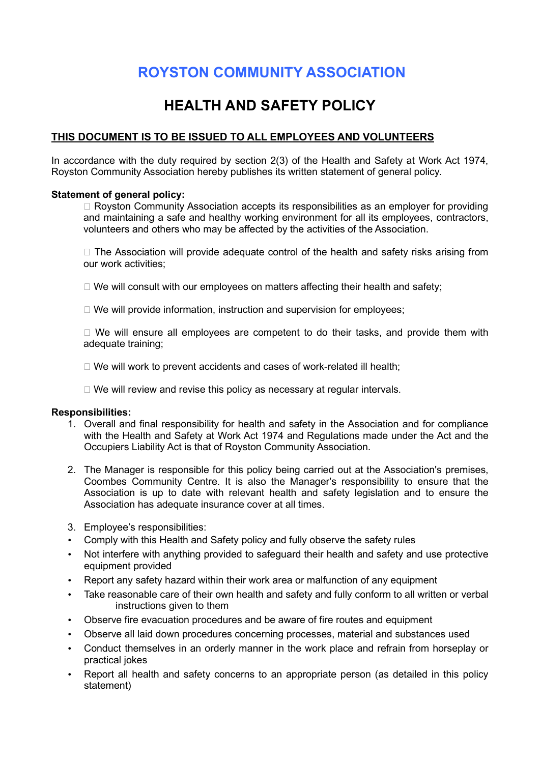# ROYSTON COMMUNITY ASSOCIATION

## HEALTH AND SAFETY POLICY

**THIS DOCUMENT IS TO BE ISSUED TO ALL EMPLOYEES AND VOLUNTEERS**

In accordance with the duty required by section 2(3) of the Health and Safety at Work Act 1974, Royston Community Association hereby publishes its written statement of general policy.

**Statement of general policy:**

- Royston Community Association accepts its responsibilities as an employer for providing and maintaining a safe and healthy working environment for all its employees, contractors, volunteers and others who may be affected by the activities of the Association.
- The Association will provide adequate control of the health and safety risks arising from our work activities;
- We will consult with our employees on matters affecting their health and safety;
- We will provide information, instruction and supervision for employees;
- We will ensure all employees are competent to do their tasks, and provide them with adequate training;
- We will work to prevent accidents and cases of work-related ill health;
- We will review and revise this policy as necessary at regular intervals.

**Responsibilities:**

1. Overall and final responsibility for health and safety in the Association and for compliance with the Health and Safety at Work Act 1974 and Regulations made under the Act and the Occupiers Liability Act is that of Royston Community Association.
2. The Manager is responsible for this policy being carried out at the Association's premises, Coombes Community Centre. It is also the Manager's responsibility to ensure that the Association is up to date with relevant health and safety legislation and to ensure the Association has adequate insurance cover at all times.
3. Employee's responsibilities:

- Comply with this Health and Safety policy and fully observe the safety rules
- Not interfere with anything provided to safeguard their health and safety and use protective equipment provided
- Report any safety hazard within their work area or malfunction of any equipment
- Take reasonable care of their own health and safety and fully conform to all written or verbal instructions given to them
- Observe fire evacuation procedures and be aware of fire routes and equipment
- Observe all laid down procedures concerning processes, material and substances used
- Conduct themselves in an orderly manner in the work place and refrain from horseplay or practical jokes
- Report all health and safety concerns to an appropriate person (as detailed in this policy statement)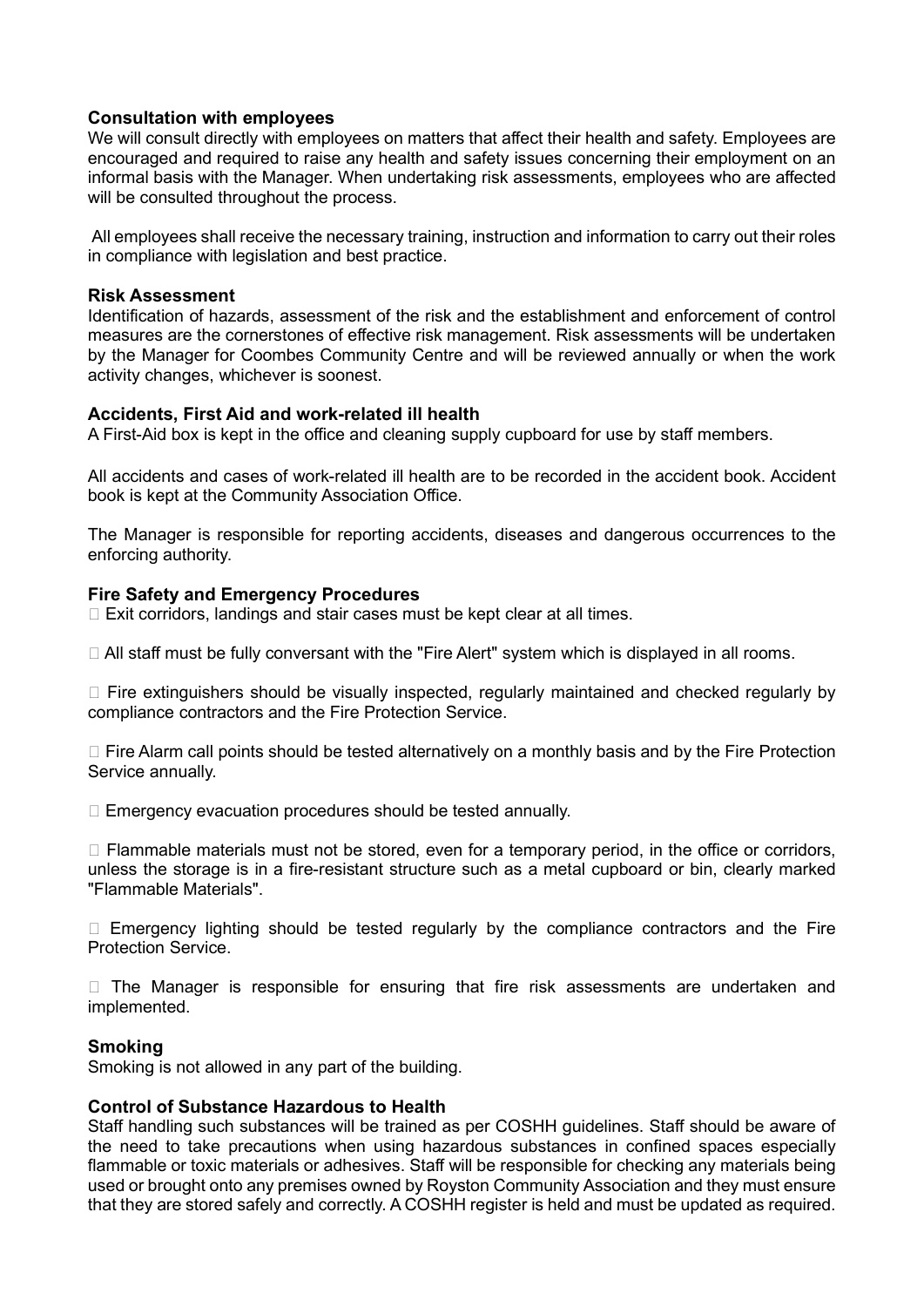**Consultation with employees**

We will consult directly with employees on matters that affect their health and safety. Employees are encouraged and required to raise any health and safety issues concerning their employment on an informal basis with the Manager. When undertaking risk assessments, employees who are affected will be consulted throughout the process.

All employees shall receive the necessary training, instruction and information to carry out their roles in compliance with legislation and best practice.

**Risk Assessment**

Identification of hazards, assessment of the risk and the establishment and enforcement of control measures are the cornerstones of effective risk management. Risk assessments will be undertaken by the Manager for Coombes Community Centre and will be reviewed annually or when the work activity changes, whichever is soonest.

**Accidents, First Aid and work-related ill health**

A First-Aid box is kept in the office and cleaning supply cupboard for use by staff members.

All accidents and cases of work-related ill health are to be recorded in the accident book. Accident book is kept at the Community Association Office.

The Manager is responsible for reporting accidents, diseases and dangerous occurrences to the enforcing authority.

**Fire Safety and Emergency Procedures**

- Exit corridors, landings and stair cases must be kept clear at all times.
- All staff must be fully conversant with the "Fire Alert" system which is displayed in all rooms.
- Fire extinguishers should be visually inspected, regularly maintained and checked regularly by compliance contractors and the Fire Protection Service.
- Fire Alarm call points should be tested alternatively on a monthly basis and by the Fire Protection Service annually.
- Emergency evacuation procedures should be tested annually.
- Flammable materials must not be stored, even for a temporary period, in the office or corridors, unless the storage is in a fire-resistant structure such as a metal cupboard or bin, clearly marked "Flammable Materials".
- Emergency lighting should be tested regularly by the compliance contractors and the Fire Protection Service.
- The Manager is responsible for ensuring that fire risk assessments are undertaken and implemented.

**Smoking**

Smoking is not allowed in any part of the building.

**Control of Substance Hazardous to Health**

Staff handling such substances will be trained as per COSHH guidelines. Staff should be aware of the need to take precautions when using hazardous substances in confined spaces especially flammable or toxic materials or adhesives. Staff will be responsible for checking any materials being used or brought onto any premises owned by Royston Community Association and they must ensure that they are stored safely and correctly. A COSHH register is held and must be updated as required.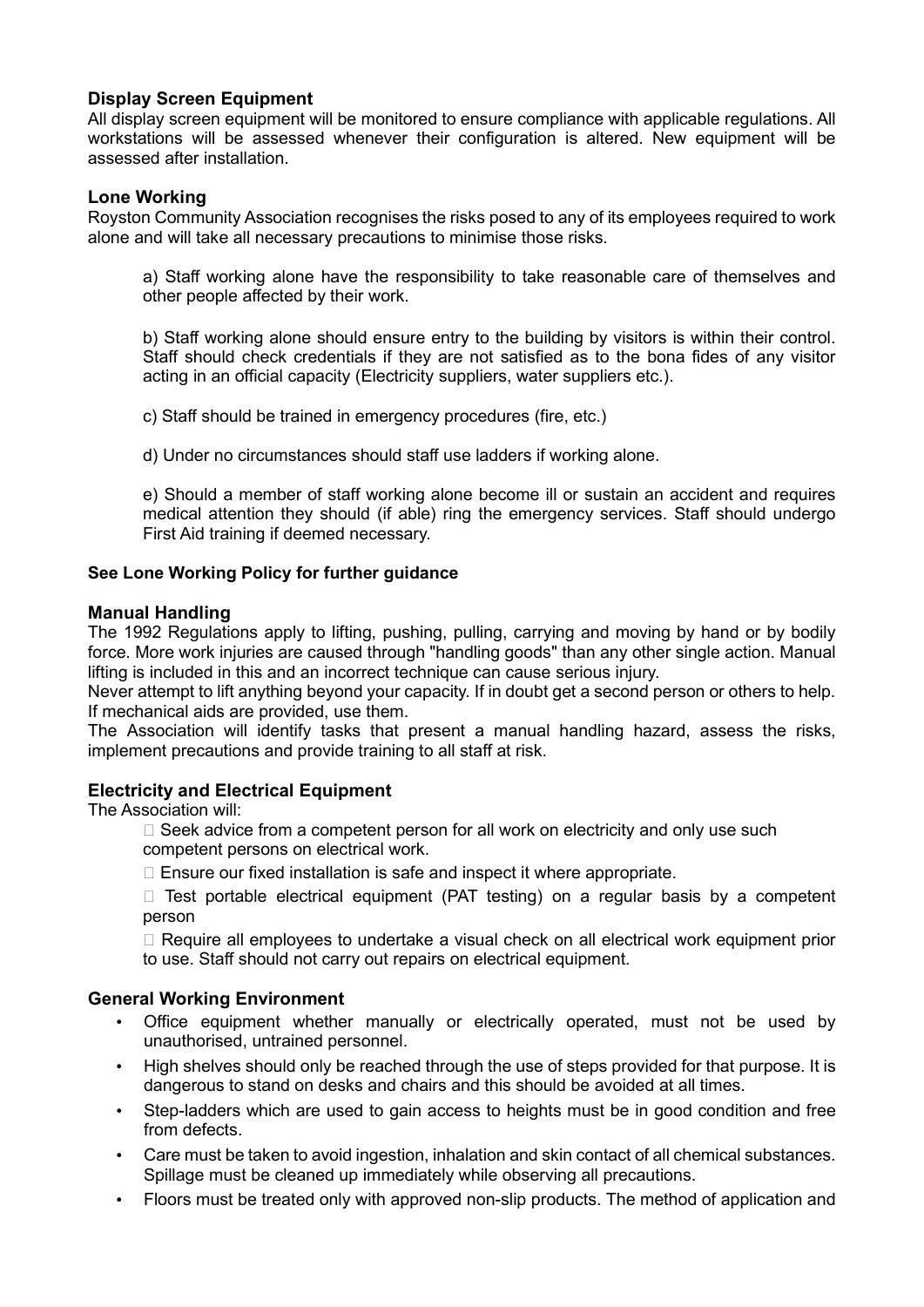### Display Screen Equipment

All display screen equipment will be monitored to ensure compliance with applicable regulations. All workstations will be assessed whenever their configuration is altered. New equipment will be assessed after installation.

### Lone Working

Royston Community Association recognises the risks posed to any of its employees required to work alone and will take all necessary precautions to minimise those risks.

a) Staff working alone have the responsibility to take reasonable care of themselves and other people affected by their work.

b) Staff working alone should ensure entry to the building by visitors is within their control. Staff should check credentials if they are not satisfied as to the bona fides of any visitor acting in an official capacity (Electricity suppliers, water suppliers etc.).

c) Staff should be trained in emergency procedures (fire, etc.)

d) Under no circumstances should staff use ladders if working alone.

e) Should a member of staff working alone become ill or sustain an accident and requires medical attention they should (if able) ring the emergency services. Staff should undergo First Aid training if deemed necessary.

**See Lone Working Policy for further guidance**

### Manual Handling

The 1992 Regulations apply to lifting, pushing, pulling, carrying and moving by hand or by bodily force. More work injuries are caused through "handling goods" than any other single action. Manual lifting is included in this and an incorrect technique can cause serious injury.

Never attempt to lift anything beyond your capacity. If in doubt get a second person or others to help. If mechanical aids are provided, use them.

The Association will identify tasks that present a manual handling hazard, assess the risks, implement precautions and provide training to all staff at risk.

### Electricity and Electrical Equipment

The Association will:

- Seek advice from a competent person for all work on electricity and only use such competent persons on electrical work.
- Ensure our fixed installation is safe and inspect it where appropriate.
- Test portable electrical equipment (PAT testing) on a regular basis by a competent person
- Require all employees to undertake a visual check on all electrical work equipment prior to use. Staff should not carry out repairs on electrical equipment.

### General Working Environment

- Office equipment whether manually or electrically operated, must not be used by unauthorised, untrained personnel.
- High shelves should only be reached through the use of steps provided for that purpose. It is dangerous to stand on desks and chairs and this should be avoided at all times.
- Step-ladders which are used to gain access to heights must be in good condition and free from defects.
- Care must be taken to avoid ingestion, inhalation and skin contact of all chemical substances. Spillage must be cleaned up immediately while observing all precautions.
- Floors must be treated only with approved non-slip products. The method of application and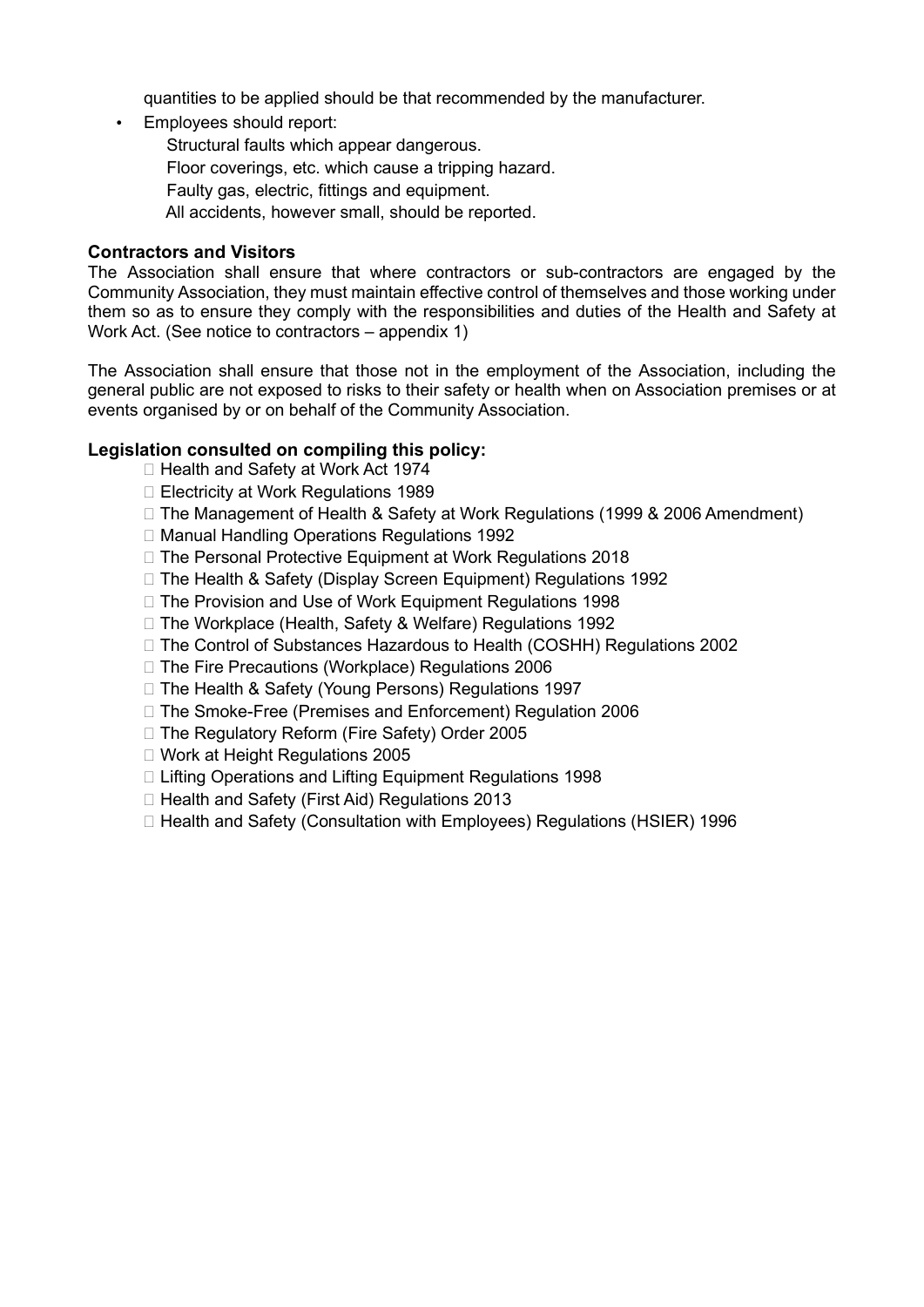quantities to be applied should be that recommended by the manufacturer.

- Employees should report:
  - Structural faults which appear dangerous.
  - Floor coverings, etc. which cause a tripping hazard.
  - Faulty gas, electric, fittings and equipment.
  - All accidents, however small, should be reported.

**Contractors and Visitors**

The Association shall ensure that where contractors or sub-contractors are engaged by the Community Association, they must maintain effective control of themselves and those working under them so as to ensure they comply with the responsibilities and duties of the Health and Safety at Work Act. (See notice to contractors – appendix 1)

The Association shall ensure that those not in the employment of the Association, including the general public are not exposed to risks to their safety or health when on Association premises or at events organised by or on behalf of the Community Association.

**Legislation consulted on compiling this policy:**

- Health and Safety at Work Act 1974
- Electricity at Work Regulations 1989
- The Management of Health & Safety at Work Regulations (1999 & 2006 Amendment)
- Manual Handling Operations Regulations 1992
- The Personal Protective Equipment at Work Regulations 2018
- The Health & Safety (Display Screen Equipment) Regulations 1992
- The Provision and Use of Work Equipment Regulations 1998
- The Workplace (Health, Safety & Welfare) Regulations 1992
- The Control of Substances Hazardous to Health (COSHH) Regulations 2002
- The Fire Precautions (Workplace) Regulations 2006
- The Health & Safety (Young Persons) Regulations 1997
- The Smoke-Free (Premises and Enforcement) Regulation 2006
- The Regulatory Reform (Fire Safety) Order 2005
- Work at Height Regulations 2005
- Lifting Operations and Lifting Equipment Regulations 1998
- Health and Safety (First Aid) Regulations 2013
- Health and Safety (Consultation with Employees) Regulations (HSIER) 1996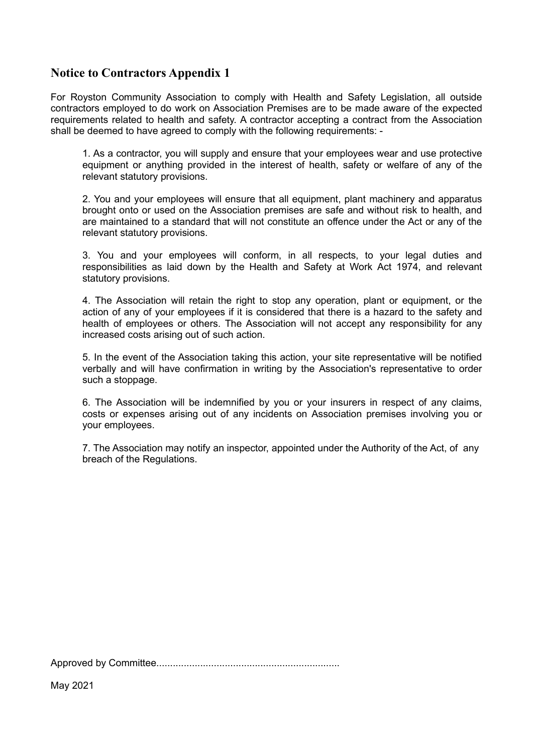## Notice to Contractors Appendix 1

For Royston Community Association to comply with Health and Safety Legislation, all outside contractors employed to do work on Association Premises are to be made aware of the expected requirements related to health and safety. A contractor accepting a contract from the Association shall be deemed to have agreed to comply with the following requirements: -

1. As a contractor, you will supply and ensure that your employees wear and use protective equipment or anything provided in the interest of health, safety or welfare of any of the relevant statutory provisions.

2. You and your employees will ensure that all equipment, plant machinery and apparatus brought onto or used on the Association premises are safe and without risk to health, and are maintained to a standard that will not constitute an offence under the Act or any of the relevant statutory provisions.

3. You and your employees will conform, in all respects, to your legal duties and responsibilities as laid down by the Health and Safety at Work Act 1974, and relevant statutory provisions.

4. The Association will retain the right to stop any operation, plant or equipment, or the action of any of your employees if it is considered that there is a hazard to the safety and health of employees or others. The Association will not accept any responsibility for any increased costs arising out of such action.

5. In the event of the Association taking this action, your site representative will be notified verbally and will have confirmation in writing by the Association's representative to order such a stoppage.

6. The Association will be indemnified by you or your insurers in respect of any claims, costs or expenses arising out of any incidents on Association premises involving you or your employees.

7. The Association may notify an inspector, appointed under the Authority of the Act, of any breach of the Regulations.

Approved by Committee...................................................................

May 2021